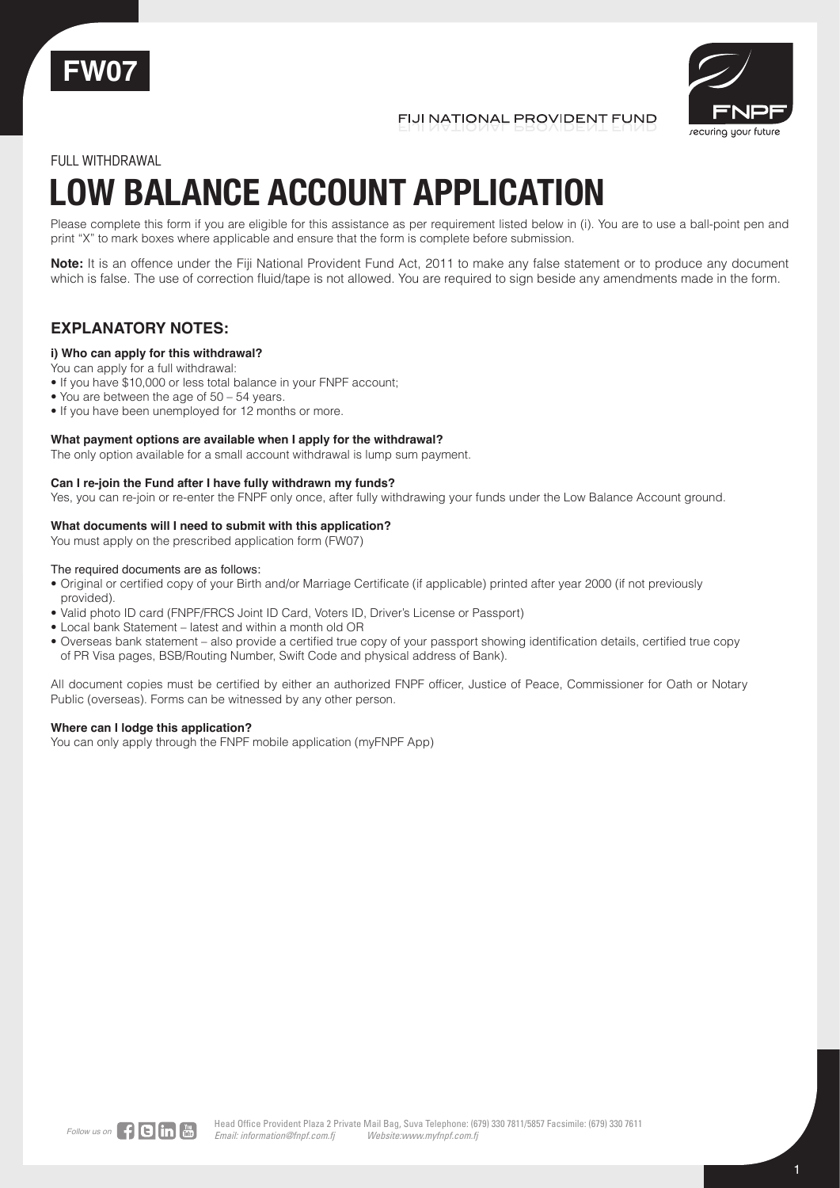FW07

FIJI NATIONAL PROVIDENT FUND

FULL WITHDRAWAL

# LOW BALANCE ACCOUNT APPLICATION

Please complete this form if you are eligible for this assistance as per requirement listed below in (i). You are to use a ball-point pen and print "X" to mark boxes where applicable and ensure that the form is complete before submission.

**Note:** It is an offence under the Fiji National Provident Fund Act, 2011 to make any false statement or to produce any document which is false. The use of correction fluid/tape is not allowed. You are required to sign beside any amendments made in the form.

## EXPLANATORY NOTES:

#### i) Who can apply for this withdrawal?

You can apply for a full withdrawal:

- If you have $10,000 or less total balance in your FNPF account;
- You are between the age of 50 – 54 years.
- If you have been unemployed for 12 months or more.

#### What payment options are available when I apply for the withdrawal?

The only option available for a small account withdrawal is lump sum payment.

#### Can I re-join the Fund after I have fully withdrawn my funds?

Yes, you can re-join or re-enter the FNPF only once, after fully withdrawing your funds under the Low Balance Account ground.

#### What documents will I need to submit with this application?

You must apply on the prescribed application form (FW07)

The required documents are as follows:

- Original or certified copy of your Birth and/or Marriage Certificate (if applicable) printed after year 2000 (if not previously provided).
- Valid photo ID card (FNPF/FRCS Joint ID Card, Voters ID, Driver's License or Passport)
- Local bank Statement – latest and within a month old OR
- Overseas bank statement – also provide a certified true copy of your passport showing identification details, certified true copy of PR Visa pages, BSB/Routing Number, Swift Code and physical address of Bank).

All document copies must be certified by either an authorized FNPF officer, Justice of Peace, Commissioner for Oath or Notary Public (overseas). Forms can be witnessed by any other person.

#### Where can I lodge this application?

You can only apply through the FNPF mobile application (myFNPF App)

Head Office Provident Plaza 2 Private Mail Bag, Suva Telephone: (679) 330 7811/5857 Facsimile: (679) 330 7611
*Email: information@fnpf.com.fj* *Website:www.myfnpf.com.fj*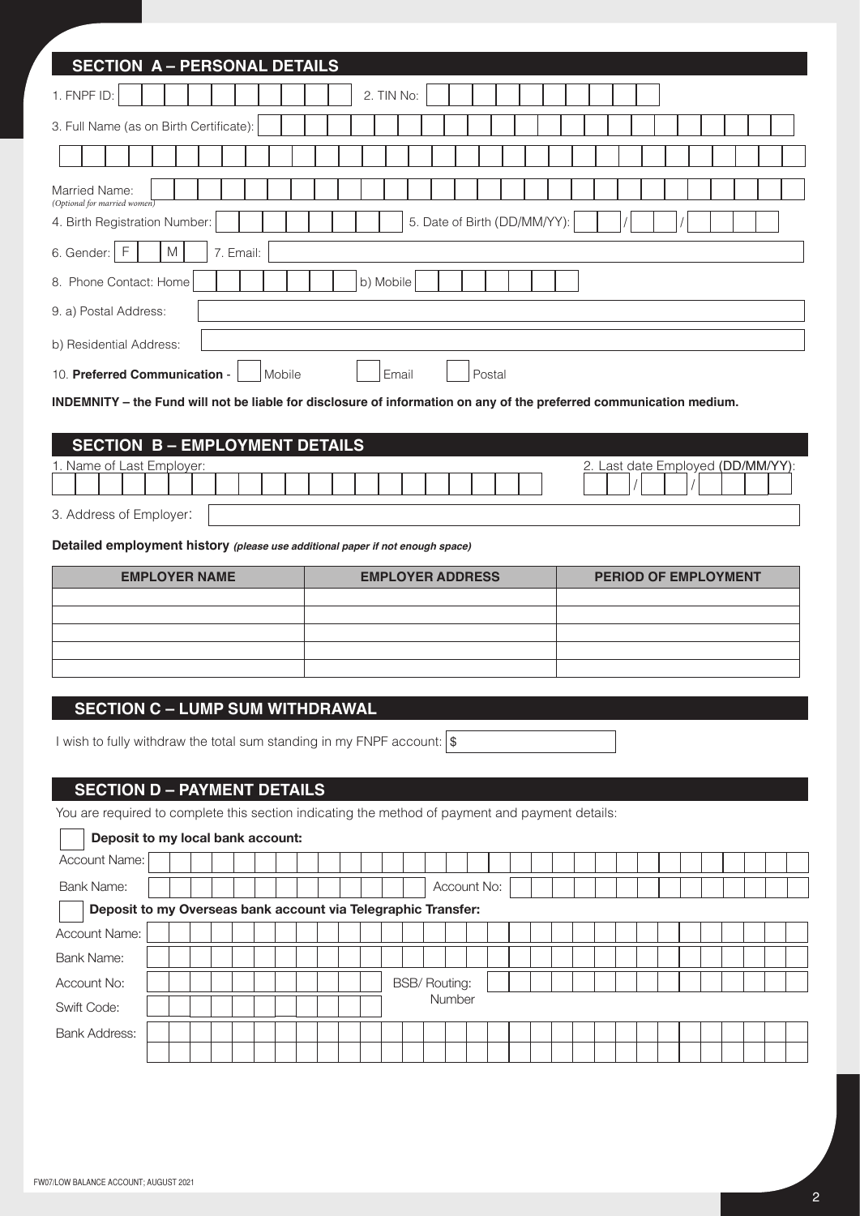## SECTION A – PERSONAL DETAILS

1. FNPF ID: 2. TIN No:

3. Full Name (as on Birth Certificate):

Married Name:
*(Optional for married women)*

4. Birth Registration Number: 5. Date of Birth (DD/MM/YY): / /

6. Gender: F M 7. Email:

8. Phone Contact: Home b) Mobile

9. a) Postal Address:

b) Residential Address:

10. **Preferred Communication** - Mobile Email Postal

**INDEMNITY – the Fund will not be liable for disclosure of information on any of the preferred communication medium.**

## SECTION B – EMPLOYMENT DETAILS

1. Name of Last Employer: 2. Last date Employed (DD/MM/YY): / /

3. Address of Employer:

**Detailed employment history** ***(please use additional paper if not enough space)***

| EMPLOYER NAME | EMPLOYER ADDRESS | PERIOD OF EMPLOYMENT |
|---|---|---|
| | | |
| | | |
| | | |
| | | |
| | | |

## SECTION C – LUMP SUM WITHDRAWAL

I wish to fully withdraw the total sum standing in my FNPF account: $

## SECTION D – PAYMENT DETAILS

You are required to complete this section indicating the method of payment and payment details:

**Deposit to my local bank account:**

Account Name:

Bank Name: Account No:

**Deposit to my Overseas bank account via Telegraphic Transfer:**

Account Name:

Bank Name:

Account No: BSB/ Routing: Number

Swift Code:

Bank Address:

FW07/LOW BALANCE ACCOUNT; AUGUST 2021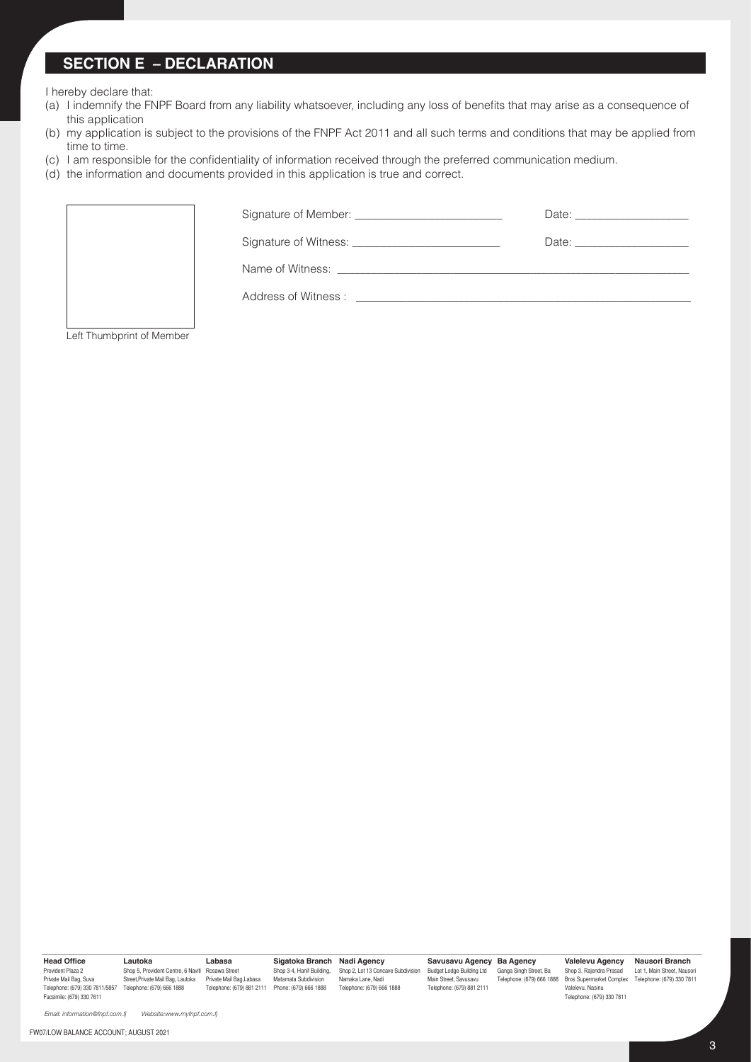## SECTION E – DECLARATION

I hereby declare that:

(a) I indemnify the FNPF Board from any liability whatsoever, including any loss of benefits that may arise as a consequence of this application

(b) my application is subject to the provisions of the FNPF Act 2011 and all such terms and conditions that may be applied from time to time.

(c) I am responsible for the confidentiality of information received through the preferred communication medium.

(d) the information and documents provided in this application is true and correct.

Signature of Member: ________________________ Date: ___________________

Signature of Witness: ________________________ Date: ___________________

Name of Witness: ______________________________________________________

Address of Witness : ___________________________________________________

Left Thumbprint of Member

| Head Office | Lautoka | Labasa | Sigatoka Branch | Nadi Agency | Savusavu Agency | Ba Agency | Valelevu Agency | Nausori Branch |
|---|---|---|---|---|---|---|---|---|
| Provident Plaza 2<br>Private Mail Bag, Suva<br>Telephone: (679) 330 7811/5857<br>Facsimile: (679) 330 7611 | Shop 5, Provident Centre, 6 Naviti Street,Private Mail Bag, Lautoka<br>Telephone: (679) 666 1888 | Rosawa Street<br>Private Mail Bag,Labasa<br>Telephone: (679) 881 2111 | Shop 3-4, Hanif Building, Matamata Subdivision<br>Phone: (679) 666 1888 | Shop 2, Lot 13 Concave Subdivision<br>Namaka Lane, Nadi<br>Telephone: (679) 666 1888 | Budget Lodge Building Ltd<br>Main Street, Savusavu<br>Telephone: (679) 881 2111 | Ganga Singh Street, Ba<br>Telephone: (679) 666 1888 | Shop 3, Rajendra Prasad Bros Supermarket Complex<br>Valelevu, Nasinu<br>Telephone: (679) 330 7811 | Lot 1, Main Street, Nausori<br>Telephone: (679) 330 7811 |

*Email: information@fnpf.com.fj* *Website:www.myfnpf.com.fj*

FW07/LOW BALANCE ACCOUNT; AUGUST 2021